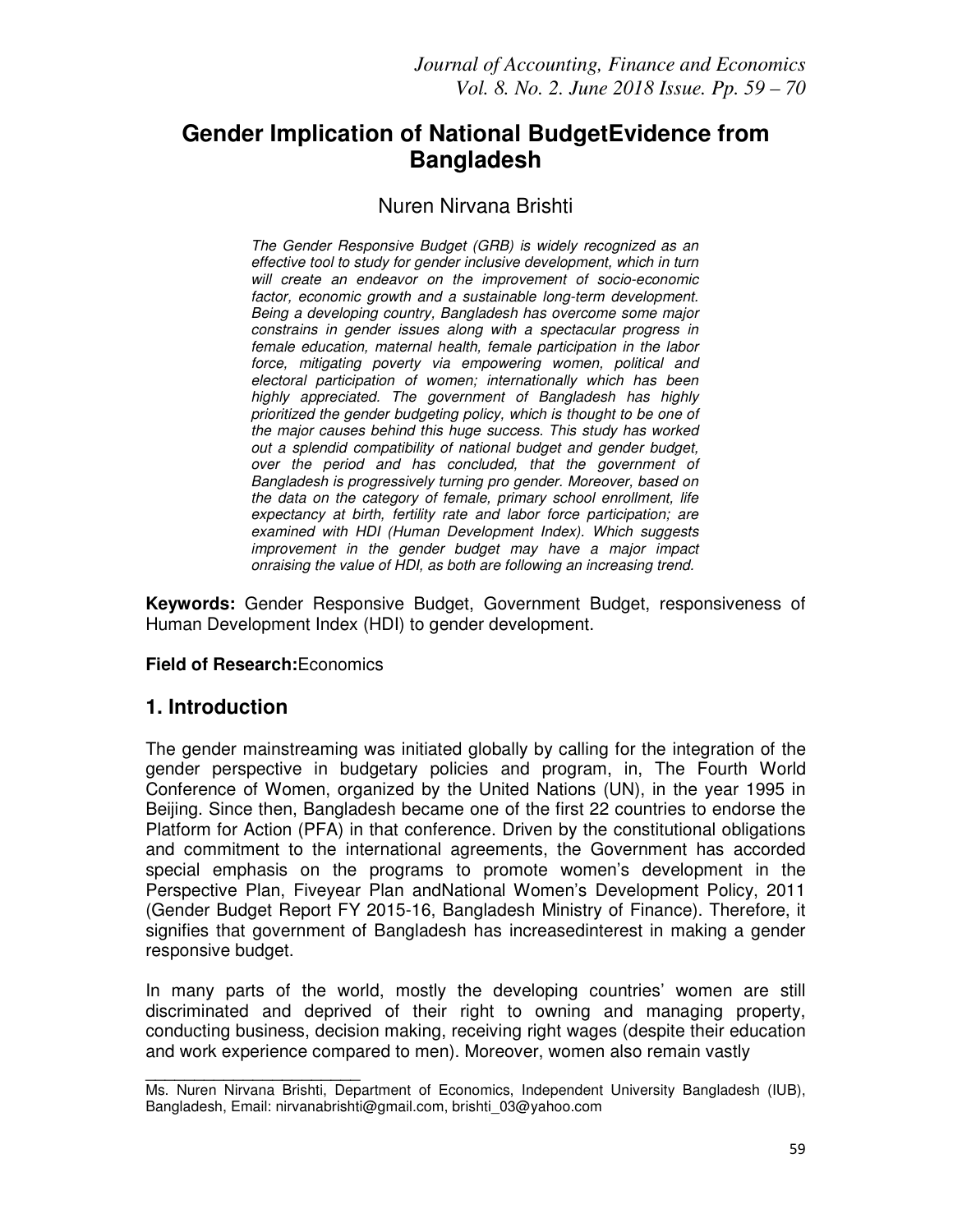# Gender Implication of National BudgetEvidence from Bangladesh

Nuren Nirvana Brishti

*The Gender Responsive Budget (GRB) is widely recognized as an effective tool to study for gender inclusive development, which in turn will create an endeavor on the improvement of socio-economic factor, economic growth and a sustainable long-term development. Being a developing country, Bangladesh has overcome some major constrains in gender issues along with a spectacular progress in female education, maternal health, female participation in the labor force, mitigating poverty via empowering women, political and electoral participation of women; internationally which has been highly appreciated. The government of Bangladesh has highly prioritized the gender budgeting policy, which is thought to be one of the major causes behind this huge success. This study has worked out a splendid compatibility of national budget and gender budget, over the period and has concluded, that the government of Bangladesh is progressively turning pro gender. Moreover, based on the data on the category of female, primary school enrollment, life expectancy at birth, fertility rate and labor force participation; are examined with HDI (Human Development Index). Which suggests improvement in the gender budget may have a major impact onraising the value of HDI, as both are following an increasing trend.*

**Keywords:** Gender Responsive Budget, Government Budget, responsiveness of Human Development Index (HDI) to gender development.

**Field of Research:**Economics

## 1. Introduction

The gender mainstreaming was initiated globally by calling for the integration of the gender perspective in budgetary policies and program, in, The Fourth World Conference of Women, organized by the United Nations (UN), in the year 1995 in Beijing. Since then, Bangladesh became one of the first 22 countries to endorse the Platform for Action (PFA) in that conference. Driven by the constitutional obligations and commitment to the international agreements, the Government has accorded special emphasis on the programs to promote women's development in the Perspective Plan, Fiveyear Plan andNational Women's Development Policy, 2011 (Gender Budget Report FY 2015-16, Bangladesh Ministry of Finance). Therefore, it signifies that government of Bangladesh has increasedinterest in making a gender responsive budget.

In many parts of the world, mostly the developing countries' women are still discriminated and deprived of their right to owning and managing property, conducting business, decision making, receiving right wages (despite their education and work experience compared to men). Moreover, women also remain vastly

---

Ms. Nuren Nirvana Brishti, Department of Economics, Independent University Bangladesh (IUB), Bangladesh, Email: nirvanabrishti@gmail.com, brishti_03@yahoo.com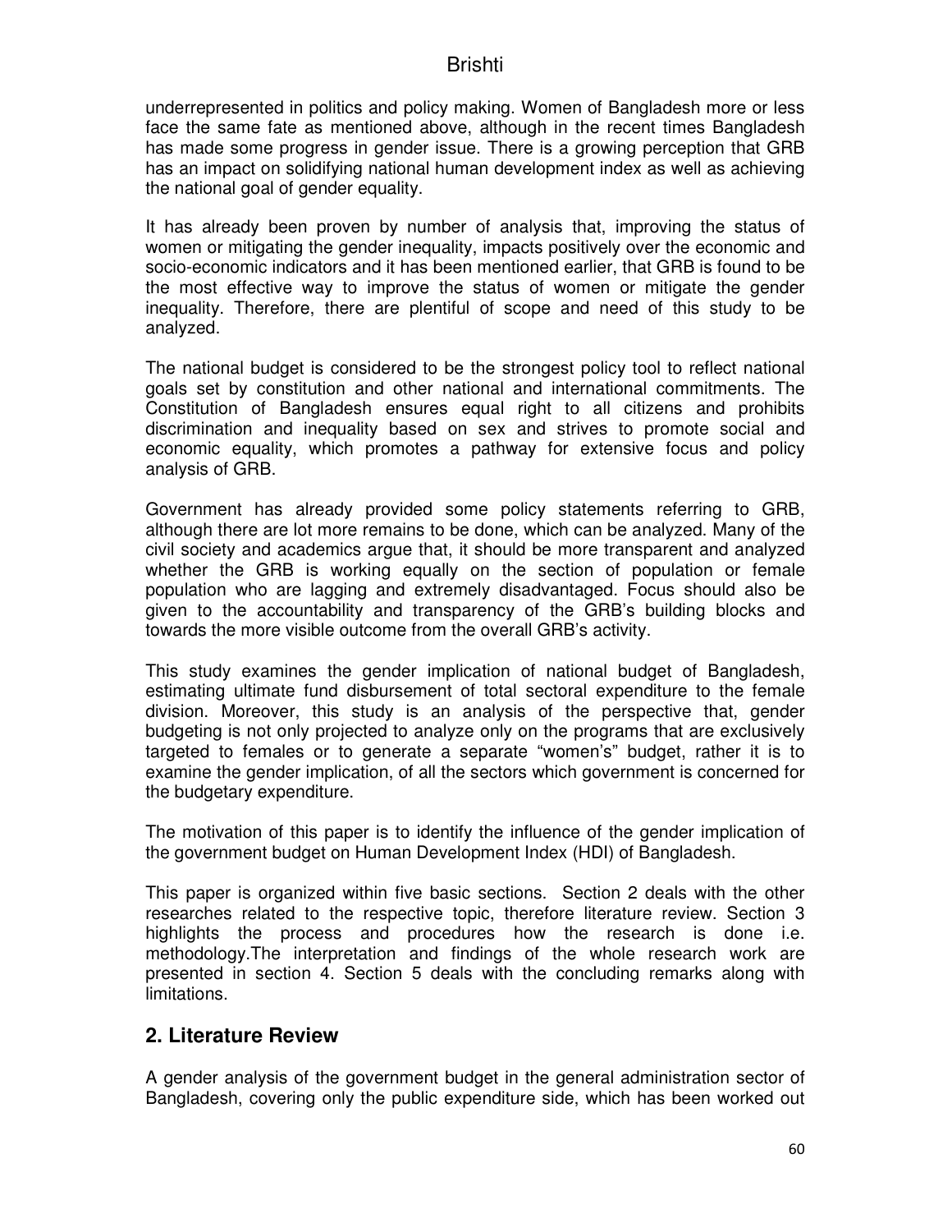underrepresented in politics and policy making. Women of Bangladesh more or less face the same fate as mentioned above, although in the recent times Bangladesh has made some progress in gender issue. There is a growing perception that GRB has an impact on solidifying national human development index as well as achieving the national goal of gender equality.

It has already been proven by number of analysis that, improving the status of women or mitigating the gender inequality, impacts positively over the economic and socio-economic indicators and it has been mentioned earlier, that GRB is found to be the most effective way to improve the status of women or mitigate the gender inequality. Therefore, there are plentiful of scope and need of this study to be analyzed.

The national budget is considered to be the strongest policy tool to reflect national goals set by constitution and other national and international commitments. The Constitution of Bangladesh ensures equal right to all citizens and prohibits discrimination and inequality based on sex and strives to promote social and economic equality, which promotes a pathway for extensive focus and policy analysis of GRB.

Government has already provided some policy statements referring to GRB, although there are lot more remains to be done, which can be analyzed. Many of the civil society and academics argue that, it should be more transparent and analyzed whether the GRB is working equally on the section of population or female population who are lagging and extremely disadvantaged. Focus should also be given to the accountability and transparency of the GRB's building blocks and towards the more visible outcome from the overall GRB's activity.

This study examines the gender implication of national budget of Bangladesh, estimating ultimate fund disbursement of total sectoral expenditure to the female division. Moreover, this study is an analysis of the perspective that, gender budgeting is not only projected to analyze only on the programs that are exclusively targeted to females or to generate a separate "women's" budget, rather it is to examine the gender implication, of all the sectors which government is concerned for the budgetary expenditure.

The motivation of this paper is to identify the influence of the gender implication of the government budget on Human Development Index (HDI) of Bangladesh.

This paper is organized within five basic sections. Section 2 deals with the other researches related to the respective topic, therefore literature review. Section 3 highlights the process and procedures how the research is done i.e. methodology.The interpretation and findings of the whole research work are presented in section 4. Section 5 deals with the concluding remarks along with limitations.

## 2. Literature Review

A gender analysis of the government budget in the general administration sector of Bangladesh, covering only the public expenditure side, which has been worked out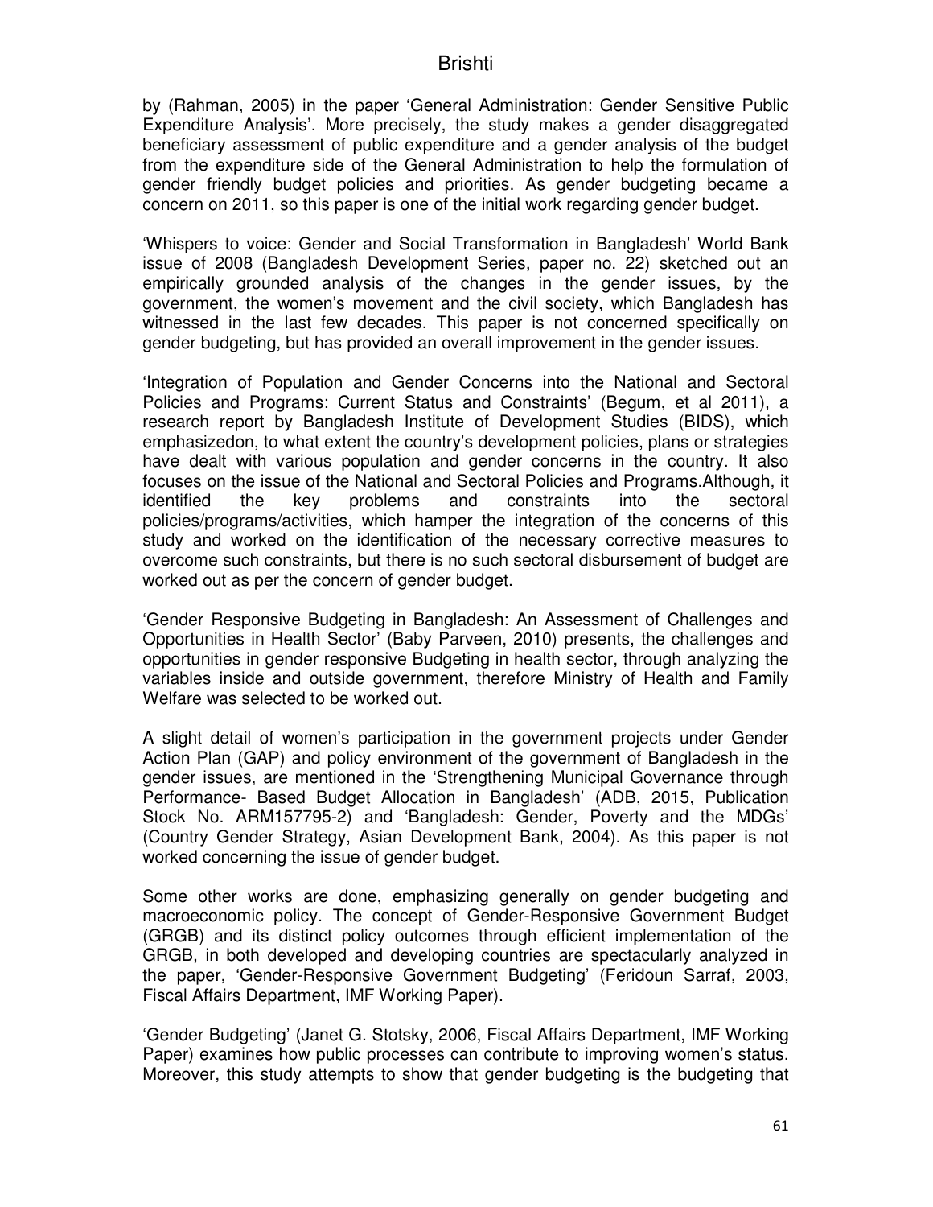by (Rahman, 2005) in the paper 'General Administration: Gender Sensitive Public Expenditure Analysis'. More precisely, the study makes a gender disaggregated beneficiary assessment of public expenditure and a gender analysis of the budget from the expenditure side of the General Administration to help the formulation of gender friendly budget policies and priorities. As gender budgeting became a concern on 2011, so this paper is one of the initial work regarding gender budget.

'Whispers to voice: Gender and Social Transformation in Bangladesh' World Bank issue of 2008 (Bangladesh Development Series, paper no. 22) sketched out an empirically grounded analysis of the changes in the gender issues, by the government, the women's movement and the civil society, which Bangladesh has witnessed in the last few decades. This paper is not concerned specifically on gender budgeting, but has provided an overall improvement in the gender issues.

'Integration of Population and Gender Concerns into the National and Sectoral Policies and Programs: Current Status and Constraints' (Begum, et al 2011), a research report by Bangladesh Institute of Development Studies (BIDS), which emphasizedon, to what extent the country's development policies, plans or strategies have dealt with various population and gender concerns in the country. It also focuses on the issue of the National and Sectoral Policies and Programs.Although, it identified the key problems and constraints into the sectoral policies/programs/activities, which hamper the integration of the concerns of this study and worked on the identification of the necessary corrective measures to overcome such constraints, but there is no such sectoral disbursement of budget are worked out as per the concern of gender budget.

'Gender Responsive Budgeting in Bangladesh: An Assessment of Challenges and Opportunities in Health Sector' (Baby Parveen, 2010) presents, the challenges and opportunities in gender responsive Budgeting in health sector, through analyzing the variables inside and outside government, therefore Ministry of Health and Family Welfare was selected to be worked out.

A slight detail of women's participation in the government projects under Gender Action Plan (GAP) and policy environment of the government of Bangladesh in the gender issues, are mentioned in the 'Strengthening Municipal Governance through Performance- Based Budget Allocation in Bangladesh' (ADB, 2015, Publication Stock No. ARM157795-2) and 'Bangladesh: Gender, Poverty and the MDGs' (Country Gender Strategy, Asian Development Bank, 2004). As this paper is not worked concerning the issue of gender budget.

Some other works are done, emphasizing generally on gender budgeting and macroeconomic policy. The concept of Gender-Responsive Government Budget (GRGB) and its distinct policy outcomes through efficient implementation of the GRGB, in both developed and developing countries are spectacularly analyzed in the paper, 'Gender-Responsive Government Budgeting' (Feridoun Sarraf, 2003, Fiscal Affairs Department, IMF Working Paper).

'Gender Budgeting' (Janet G. Stotsky, 2006, Fiscal Affairs Department, IMF Working Paper) examines how public processes can contribute to improving women's status. Moreover, this study attempts to show that gender budgeting is the budgeting that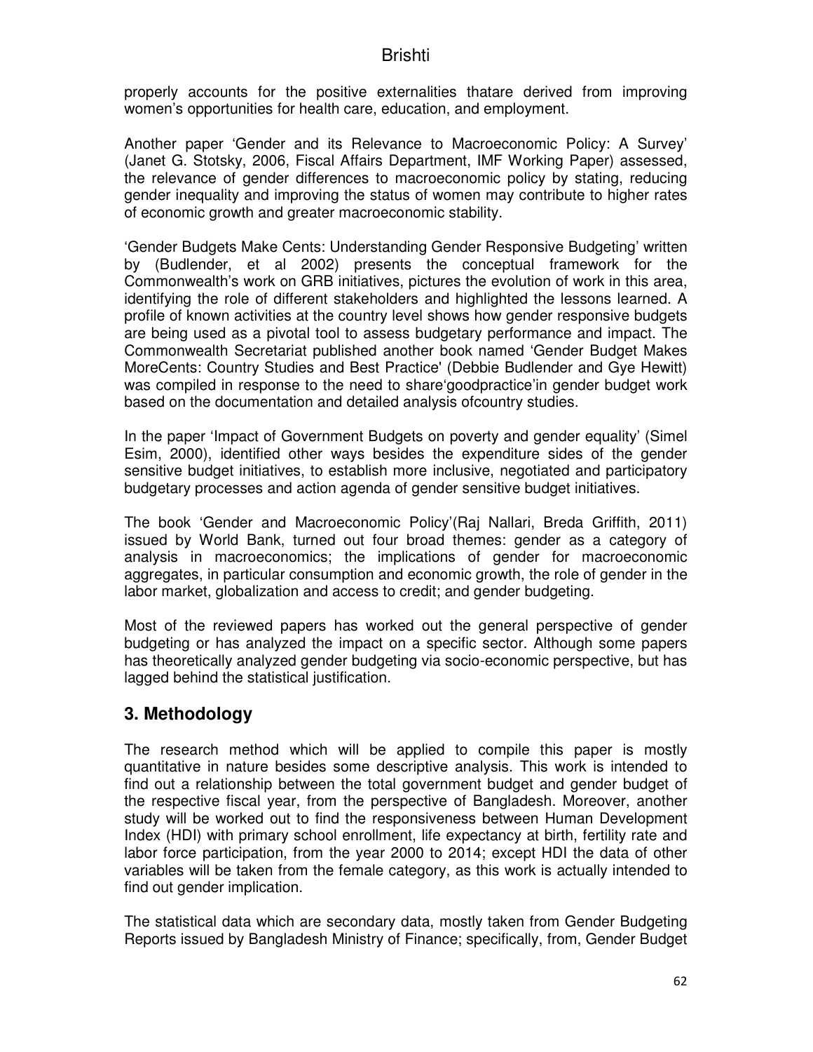properly accounts for the positive externalities thatare derived from improving women's opportunities for health care, education, and employment.

Another paper 'Gender and its Relevance to Macroeconomic Policy: A Survey' (Janet G. Stotsky, 2006, Fiscal Affairs Department, IMF Working Paper) assessed, the relevance of gender differences to macroeconomic policy by stating, reducing gender inequality and improving the status of women may contribute to higher rates of economic growth and greater macroeconomic stability.

'Gender Budgets Make Cents: Understanding Gender Responsive Budgeting' written by (Budlender, et al 2002) presents the conceptual framework for the Commonwealth's work on GRB initiatives, pictures the evolution of work in this area, identifying the role of different stakeholders and highlighted the lessons learned. A profile of known activities at the country level shows how gender responsive budgets are being used as a pivotal tool to assess budgetary performance and impact. The Commonwealth Secretariat published another book named 'Gender Budget Makes MoreCents: Country Studies and Best Practice' (Debbie Budlender and Gye Hewitt) was compiled in response to the need to share'goodpractice'in gender budget work based on the documentation and detailed analysis ofcountry studies.

In the paper 'Impact of Government Budgets on poverty and gender equality' (Simel Esim, 2000), identified other ways besides the expenditure sides of the gender sensitive budget initiatives, to establish more inclusive, negotiated and participatory budgetary processes and action agenda of gender sensitive budget initiatives.

The book 'Gender and Macroeconomic Policy'(Raj Nallari, Breda Griffith, 2011) issued by World Bank, turned out four broad themes: gender as a category of analysis in macroeconomics; the implications of gender for macroeconomic aggregates, in particular consumption and economic growth, the role of gender in the labor market, globalization and access to credit; and gender budgeting.

Most of the reviewed papers has worked out the general perspective of gender budgeting or has analyzed the impact on a specific sector. Although some papers has theoretically analyzed gender budgeting via socio-economic perspective, but has lagged behind the statistical justification.

## 3. Methodology

The research method which will be applied to compile this paper is mostly quantitative in nature besides some descriptive analysis. This work is intended to find out a relationship between the total government budget and gender budget of the respective fiscal year, from the perspective of Bangladesh. Moreover, another study will be worked out to find the responsiveness between Human Development Index (HDI) with primary school enrollment, life expectancy at birth, fertility rate and labor force participation, from the year 2000 to 2014; except HDI the data of other variables will be taken from the female category, as this work is actually intended to find out gender implication.

The statistical data which are secondary data, mostly taken from Gender Budgeting Reports issued by Bangladesh Ministry of Finance; specifically, from, Gender Budget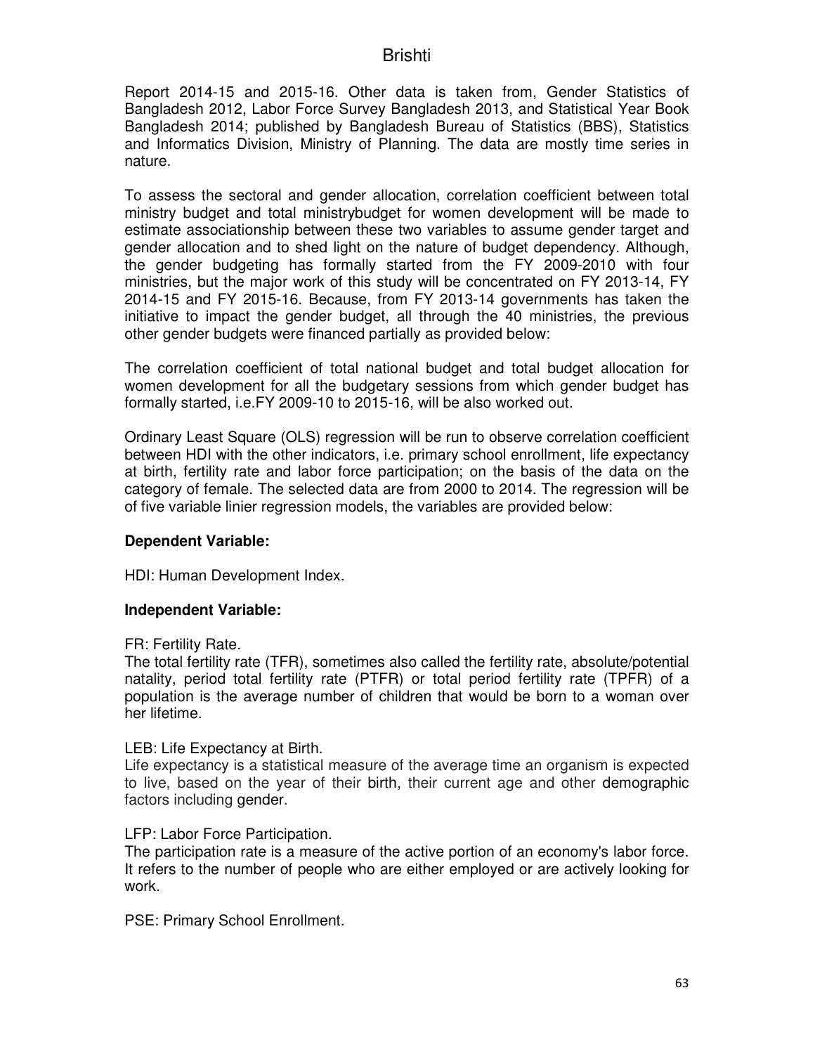Report 2014-15 and 2015-16. Other data is taken from, Gender Statistics of Bangladesh 2012, Labor Force Survey Bangladesh 2013, and Statistical Year Book Bangladesh 2014; published by Bangladesh Bureau of Statistics (BBS), Statistics and Informatics Division, Ministry of Planning. The data are mostly time series in nature.

To assess the sectoral and gender allocation, correlation coefficient between total ministry budget and total ministrybudget for women development will be made to estimate associationship between these two variables to assume gender target and gender allocation and to shed light on the nature of budget dependency. Although, the gender budgeting has formally started from the FY 2009-2010 with four ministries, but the major work of this study will be concentrated on FY 2013-14, FY 2014-15 and FY 2015-16. Because, from FY 2013-14 governments has taken the initiative to impact the gender budget, all through the 40 ministries, the previous other gender budgets were financed partially as provided below:

The correlation coefficient of total national budget and total budget allocation for women development for all the budgetary sessions from which gender budget has formally started, i.e.FY 2009-10 to 2015-16, will be also worked out.

Ordinary Least Square (OLS) regression will be run to observe correlation coefficient between HDI with the other indicators, i.e. primary school enrollment, life expectancy at birth, fertility rate and labor force participation; on the basis of the data on the category of female. The selected data are from 2000 to 2014. The regression will be of five variable linier regression models, the variables are provided below:

**Dependent Variable:**

HDI: Human Development Index.

**Independent Variable:**

FR: Fertility Rate.
The total fertility rate (TFR), sometimes also called the fertility rate, absolute/potential natality, period total fertility rate (PTFR) or total period fertility rate (TPFR) of a population is the average number of children that would be born to a woman over her lifetime.

LEB: Life Expectancy at Birth.
Life expectancy is a statistical measure of the average time an organism is expected to live, based on the year of their birth, their current age and other demographic factors including gender.

LFP: Labor Force Participation.
The participation rate is a measure of the active portion of an economy's labor force. It refers to the number of people who are either employed or are actively looking for work.

PSE: Primary School Enrollment.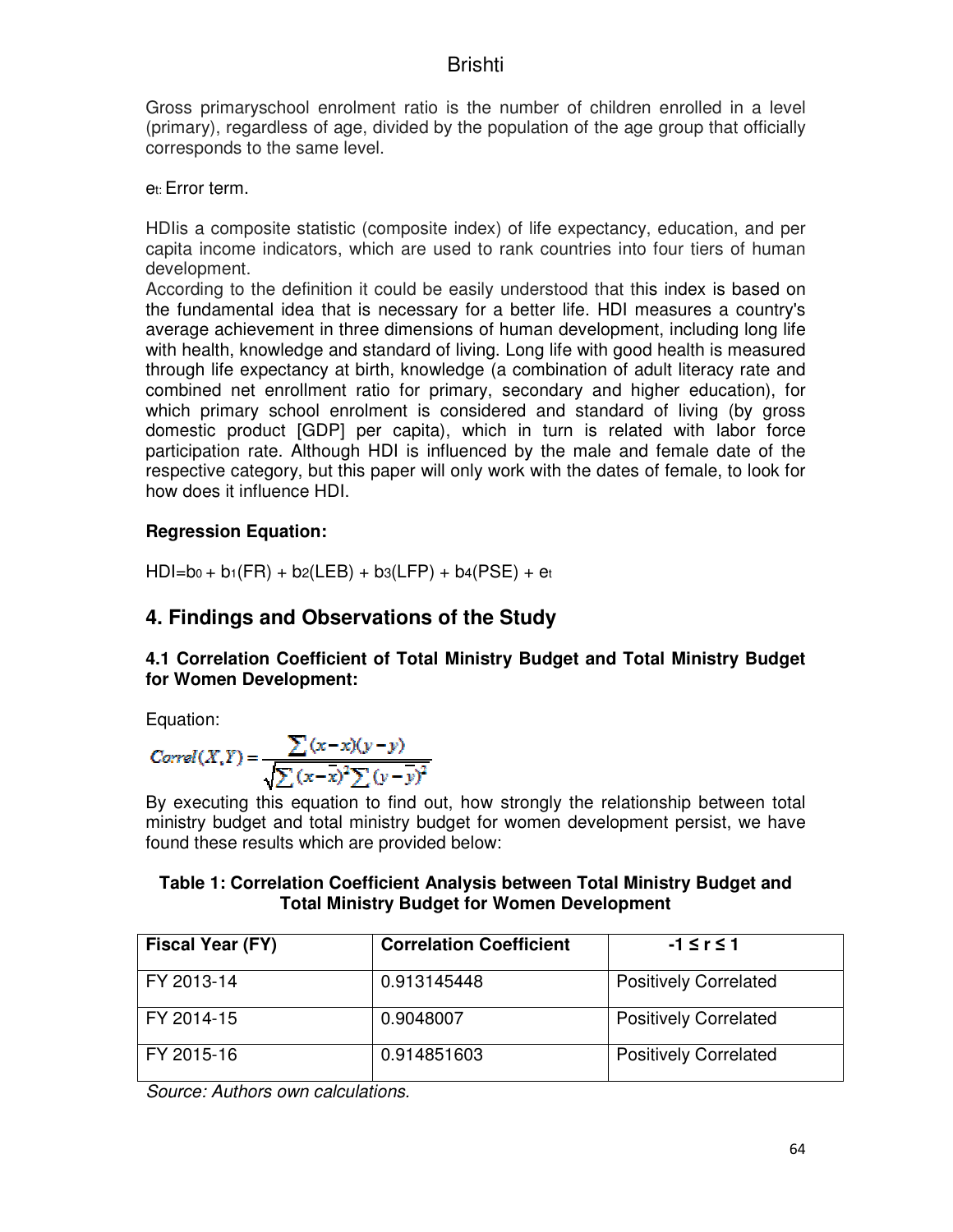Gross primaryschool enrolment ratio is the number of children enrolled in a level (primary), regardless of age, divided by the population of the age group that officially corresponds to the same level.

$e_t$: Error term.

HDIis a composite statistic (composite index) of life expectancy, education, and per capita income indicators, which are used to rank countries into four tiers of human development.

According to the definition it could be easily understood that this index is based on the fundamental idea that is necessary for a better life. HDI measures a country's average achievement in three dimensions of human development, including long life with health, knowledge and standard of living. Long life with good health is measured through life expectancy at birth, knowledge (a combination of adult literacy rate and combined net enrollment ratio for primary, secondary and higher education), for which primary school enrolment is considered and standard of living (by gross domestic product [GDP] per capita), which in turn is related with labor force participation rate. Although HDI is influenced by the male and female date of the respective category, but this paper will only work with the dates of female, to look for how does it influence HDI.

**Regression Equation:**

$$HDI = b_0 + b_1(FR) + b_2(LEB) + b_3(LFP) + b_4(PSE) + e_t$$

## 4. Findings and Observations of the Study

### 4.1 Correlation Coefficient of Total Ministry Budget and Total Ministry Budget for Women Development:

Equation:

$$Correl(X,Y) = \frac{\sum (x-\bar{x})(y-\bar{y})}{\sqrt{\sum (x-\bar{x})^2 \sum (y-\bar{y})^2}}$$

By executing this equation to find out, how strongly the relationship between total ministry budget and total ministry budget for women development persist, we have found these results which are provided below:

**Table 1: Correlation Coefficient Analysis between Total Ministry Budget and Total Ministry Budget for Women Development**

| Fiscal Year (FY) | Correlation Coefficient | $-1 \leq r \leq 1$ |
|---|---|---|
| FY 2013-14 | 0.913145448 | Positively Correlated |
| FY 2014-15 | 0.9048007 | Positively Correlated |
| FY 2015-16 | 0.914851603 | Positively Correlated |

*Source: Authors own calculations.*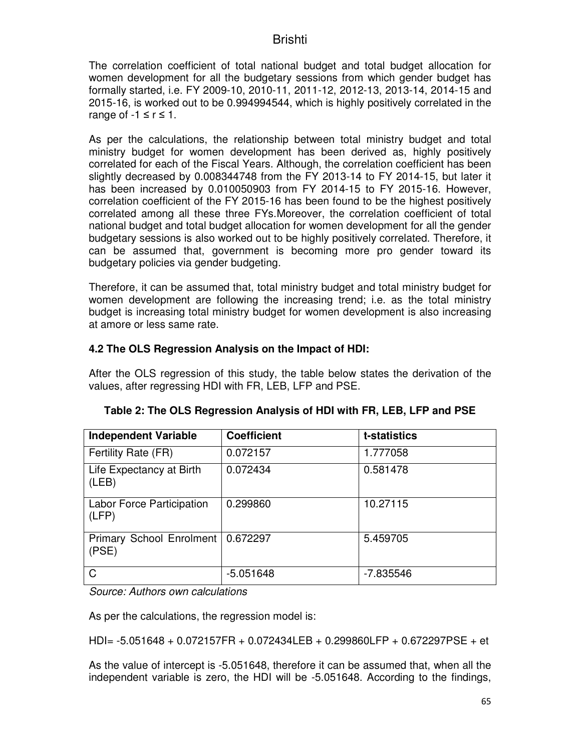The correlation coefficient of total national budget and total budget allocation for women development for all the budgetary sessions from which gender budget has formally started, i.e. FY 2009-10, 2010-11, 2011-12, 2012-13, 2013-14, 2014-15 and 2015-16, is worked out to be 0.994994544, which is highly positively correlated in the range of $-1 \leq r \leq 1$.

As per the calculations, the relationship between total ministry budget and total ministry budget for women development has been derived as, highly positively correlated for each of the Fiscal Years. Although, the correlation coefficient has been slightly decreased by 0.008344748 from the FY 2013-14 to FY 2014-15, but later it has been increased by 0.010050903 from FY 2014-15 to FY 2015-16. However, correlation coefficient of the FY 2015-16 has been found to be the highest positively correlated among all these three FYs.Moreover, the correlation coefficient of total national budget and total budget allocation for women development for all the gender budgetary sessions is also worked out to be highly positively correlated. Therefore, it can be assumed that, government is becoming more pro gender toward its budgetary policies via gender budgeting.

Therefore, it can be assumed that, total ministry budget and total ministry budget for women development are following the increasing trend; i.e. as the total ministry budget is increasing total ministry budget for women development is also increasing at amore or less same rate.

### 4.2 The OLS Regression Analysis on the Impact of HDI:

After the OLS regression of this study, the table below states the derivation of the values, after regressing HDI with FR, LEB, LFP and PSE.

**Table 2: The OLS Regression Analysis of HDI with FR, LEB, LFP and PSE**

| Independent Variable | Coefficient | t-statistics |
|---|---|---|
| Fertility Rate (FR) | 0.072157 | 1.777058 |
| Life Expectancy at Birth (LEB) | 0.072434 | 0.581478 |
| Labor Force Participation (LFP) | 0.299860 | 10.27115 |
| Primary School Enrolment (PSE) | 0.672297 | 5.459705 |
| C | -5.051648 | -7.835546 |

*Source: Authors own calculations*

As per the calculations, the regression model is:

$$HDI = -5.051648 + 0.072157FR + 0.072434LEB + 0.299860LFP + 0.672297PSE + e_t$$

As the value of intercept is -5.051648, therefore it can be assumed that, when all the independent variable is zero, the HDI will be -5.051648. According to the findings,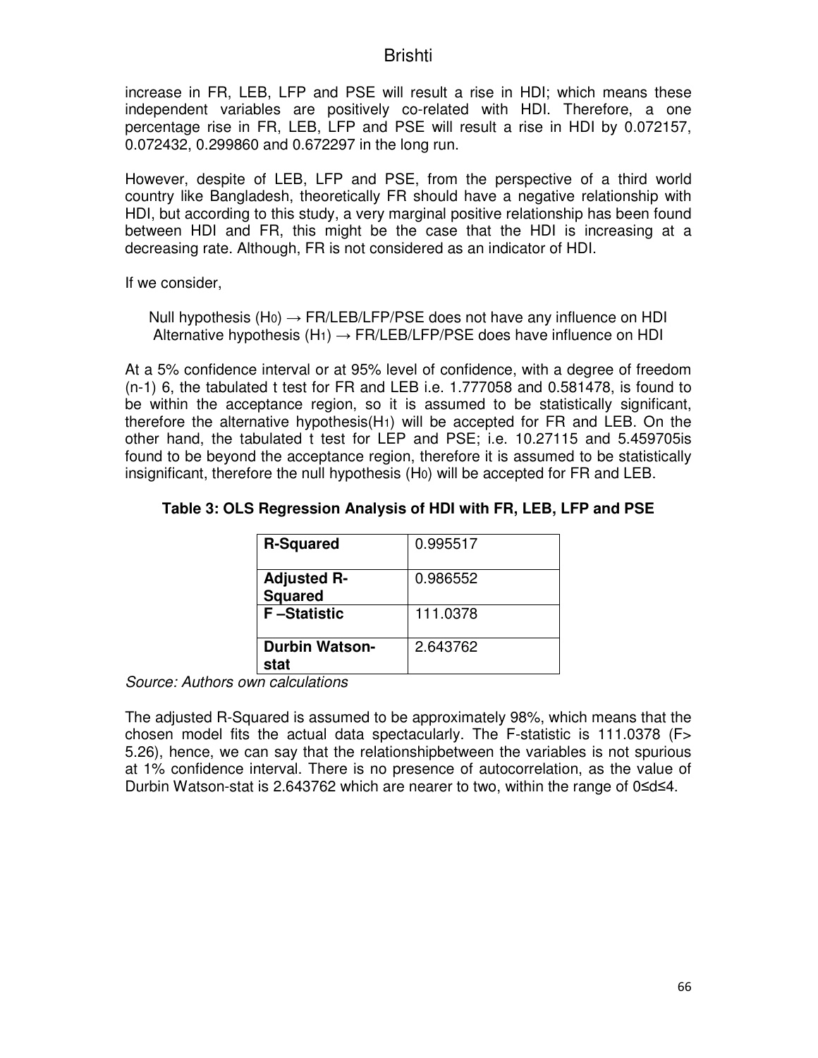increase in FR, LEB, LFP and PSE will result a rise in HDI; which means these independent variables are positively co-related with HDI. Therefore, a one percentage rise in FR, LEB, LFP and PSE will result a rise in HDI by 0.072157, 0.072432, 0.299860 and 0.672297 in the long run.

However, despite of LEB, LFP and PSE, from the perspective of a third world country like Bangladesh, theoretically FR should have a negative relationship with HDI, but according to this study, a very marginal positive relationship has been found between HDI and FR, this might be the case that the HDI is increasing at a decreasing rate. Although, FR is not considered as an indicator of HDI.

If we consider,

Null hypothesis ($H_0$) → FR/LEB/LFP/PSE does not have any influence on HDI
Alternative hypothesis ($H_1$) → FR/LEB/LFP/PSE does have influence on HDI

At a 5% confidence interval or at 95% level of confidence, with a degree of freedom (n-1) 6, the tabulated t test for FR and LEB i.e. 1.777058 and 0.581478, is found to be within the acceptance region, so it is assumed to be statistically significant, therefore the alternative hypothesis($H_1$) will be accepted for FR and LEB. On the other hand, the tabulated t test for LEP and PSE; i.e. 10.27115 and 5.459705is found to be beyond the acceptance region, therefore it is assumed to be statistically insignificant, therefore the null hypothesis ($H_0$) will be accepted for FR and LEB.

**Table 3: OLS Regression Analysis of HDI with FR, LEB, LFP and PSE**

| | |
|---|---|
| **R-Squared** | 0.995517 |
| **Adjusted R-Squared** | 0.986552 |
| **F –Statistic** | 111.0378 |
| **Durbin Watson-stat** | 2.643762 |

*Source: Authors own calculations*

The adjusted R-Squared is assumed to be approximately 98%, which means that the chosen model fits the actual data spectacularly. The F-statistic is 111.0378 ($F > 5.26$), hence, we can say that the relationshipbetween the variables is not spurious at 1% confidence interval. There is no presence of autocorrelation, as the value of Durbin Watson-stat is 2.643762 which are nearer to two, within the range of $0 \leq d \leq 4$.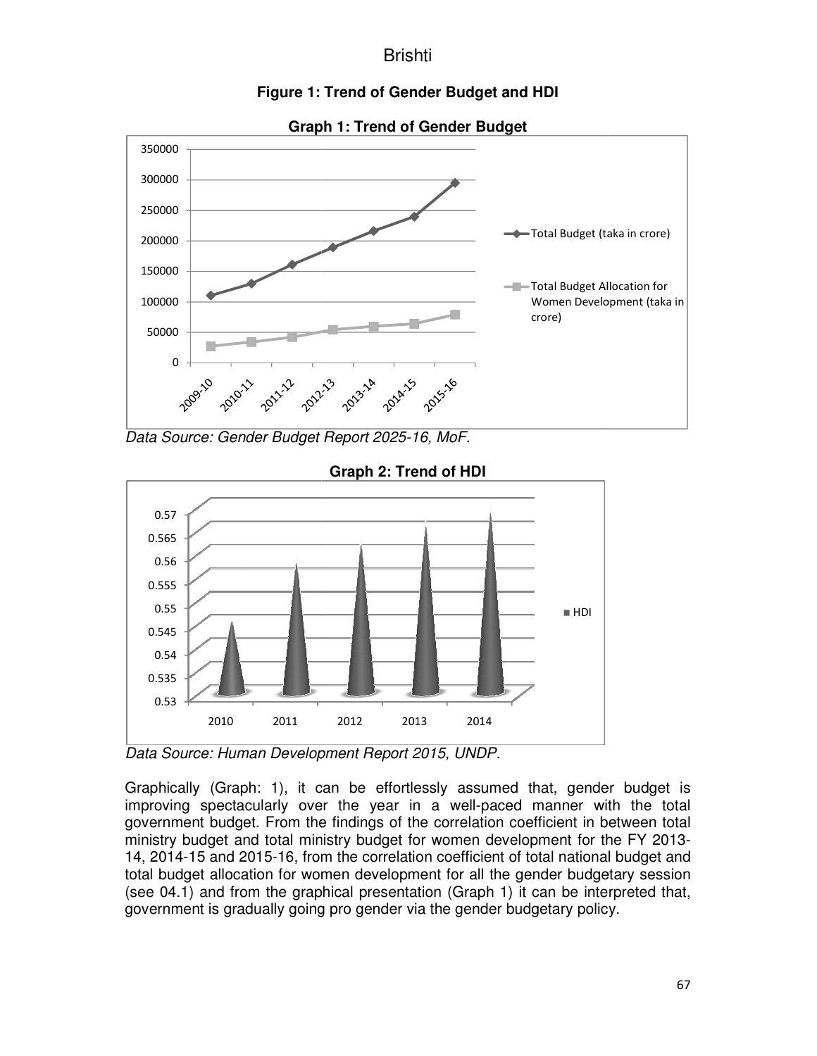**Figure 1: Trend of Gender Budget and HDI**

**Graph 1: Trend of Gender Budget**

*Data Source: Gender Budget Report 2025-16, MoF.*

**Graph 2: Trend of HDI**

*Data Source: Human Development Report 2015, UNDP.*

Graphically (Graph: 1), it can be effortlessly assumed that, gender budget is improving spectacularly over the year in a well-paced manner with the total government budget. From the findings of the correlation coefficient in between total ministry budget and total ministry budget for women development for the FY 2013-14, 2014-15 and 2015-16, from the correlation coefficient of total national budget and total budget allocation for women development for all the gender budgetary session (see 04.1) and from the graphical presentation (Graph 1) it can be interpreted that, government is gradually going pro gender via the gender budgetary policy.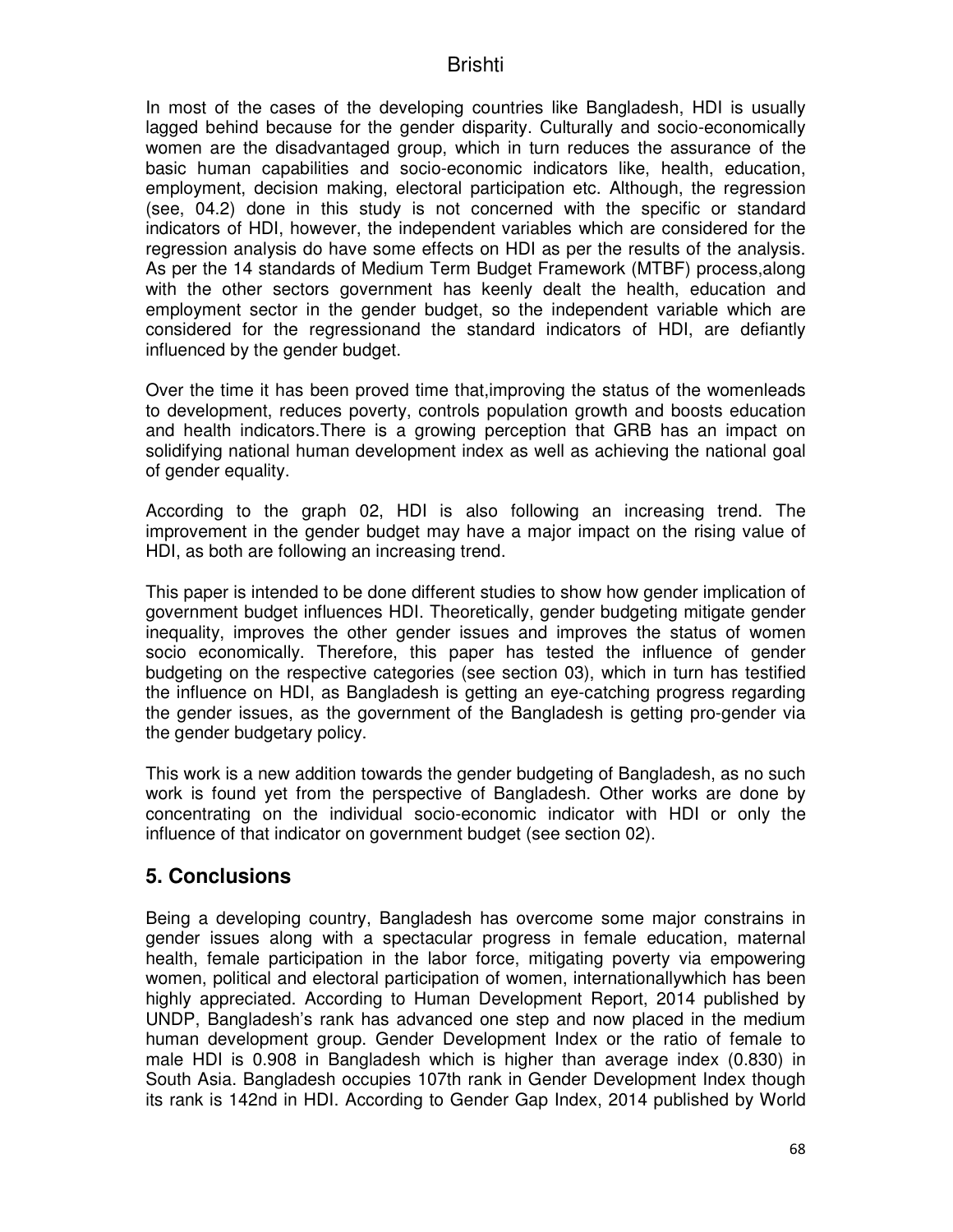In most of the cases of the developing countries like Bangladesh, HDI is usually lagged behind because for the gender disparity. Culturally and socio-economically women are the disadvantaged group, which in turn reduces the assurance of the basic human capabilities and socio-economic indicators like, health, education, employment, decision making, electoral participation etc. Although, the regression (see, 04.2) done in this study is not concerned with the specific or standard indicators of HDI, however, the independent variables which are considered for the regression analysis do have some effects on HDI as per the results of the analysis. As per the 14 standards of Medium Term Budget Framework (MTBF) process,along with the other sectors government has keenly dealt the health, education and employment sector in the gender budget, so the independent variable which are considered for the regressionand the standard indicators of HDI, are defiantly influenced by the gender budget.

Over the time it has been proved time that,improving the status of the womenleads to development, reduces poverty, controls population growth and boosts education and health indicators.There is a growing perception that GRB has an impact on solidifying national human development index as well as achieving the national goal of gender equality.

According to the graph 02, HDI is also following an increasing trend. The improvement in the gender budget may have a major impact on the rising value of HDI, as both are following an increasing trend.

This paper is intended to be done different studies to show how gender implication of government budget influences HDI. Theoretically, gender budgeting mitigate gender inequality, improves the other gender issues and improves the status of women socio economically. Therefore, this paper has tested the influence of gender budgeting on the respective categories (see section 03), which in turn has testified the influence on HDI, as Bangladesh is getting an eye-catching progress regarding the gender issues, as the government of the Bangladesh is getting pro-gender via the gender budgetary policy.

This work is a new addition towards the gender budgeting of Bangladesh, as no such work is found yet from the perspective of Bangladesh. Other works are done by concentrating on the individual socio-economic indicator with HDI or only the influence of that indicator on government budget (see section 02).

## 5. Conclusions

Being a developing country, Bangladesh has overcome some major constrains in gender issues along with a spectacular progress in female education, maternal health, female participation in the labor force, mitigating poverty via empowering women, political and electoral participation of women, internationallywhich has been highly appreciated. According to Human Development Report, 2014 published by UNDP, Bangladesh's rank has advanced one step and now placed in the medium human development group. Gender Development Index or the ratio of female to male HDI is 0.908 in Bangladesh which is higher than average index (0.830) in South Asia. Bangladesh occupies 107th rank in Gender Development Index though its rank is 142nd in HDI. According to Gender Gap Index, 2014 published by World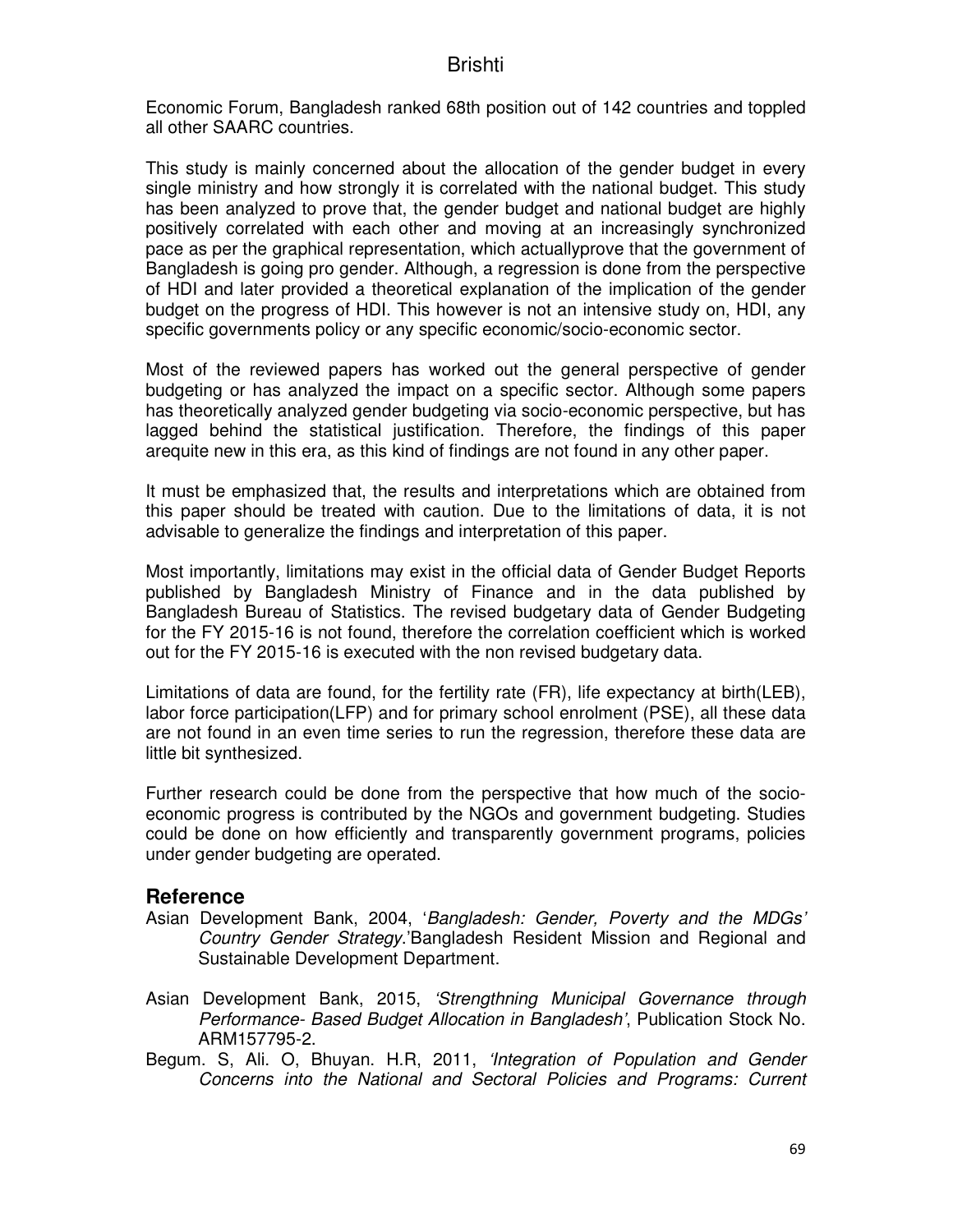Economic Forum, Bangladesh ranked 68th position out of 142 countries and toppled all other SAARC countries.

This study is mainly concerned about the allocation of the gender budget in every single ministry and how strongly it is correlated with the national budget. This study has been analyzed to prove that, the gender budget and national budget are highly positively correlated with each other and moving at an increasingly synchronized pace as per the graphical representation, which actuallyprove that the government of Bangladesh is going pro gender. Although, a regression is done from the perspective of HDI and later provided a theoretical explanation of the implication of the gender budget on the progress of HDI. This however is not an intensive study on, HDI, any specific governments policy or any specific economic/socio-economic sector.

Most of the reviewed papers has worked out the general perspective of gender budgeting or has analyzed the impact on a specific sector. Although some papers has theoretically analyzed gender budgeting via socio-economic perspective, but has lagged behind the statistical justification. Therefore, the findings of this paper arequite new in this era, as this kind of findings are not found in any other paper.

It must be emphasized that, the results and interpretations which are obtained from this paper should be treated with caution. Due to the limitations of data, it is not advisable to generalize the findings and interpretation of this paper.

Most importantly, limitations may exist in the official data of Gender Budget Reports published by Bangladesh Ministry of Finance and in the data published by Bangladesh Bureau of Statistics. The revised budgetary data of Gender Budgeting for the FY 2015-16 is not found, therefore the correlation coefficient which is worked out for the FY 2015-16 is executed with the non revised budgetary data.

Limitations of data are found, for the fertility rate (FR), life expectancy at birth(LEB), labor force participation(LFP) and for primary school enrolment (PSE), all these data are not found in an even time series to run the regression, therefore these data are little bit synthesized.

Further research could be done from the perspective that how much of the socio-economic progress is contributed by the NGOs and government budgeting. Studies could be done on how efficiently and transparently government programs, policies under gender budgeting are operated.

## Reference

Asian Development Bank, 2004, '*Bangladesh: Gender, Poverty and the MDGs' Country Gender Strategy*.'Bangladesh Resident Mission and Regional and Sustainable Development Department.

Asian Development Bank, 2015, *'Strengthning Municipal Governance through Performance- Based Budget Allocation in Bangladesh'*, Publication Stock No. ARM157795-2.

Begum. S, Ali. O, Bhuyan. H.R, 2011, *'Integration of Population and Gender Concerns into the National and Sectoral Policies and Programs: Current*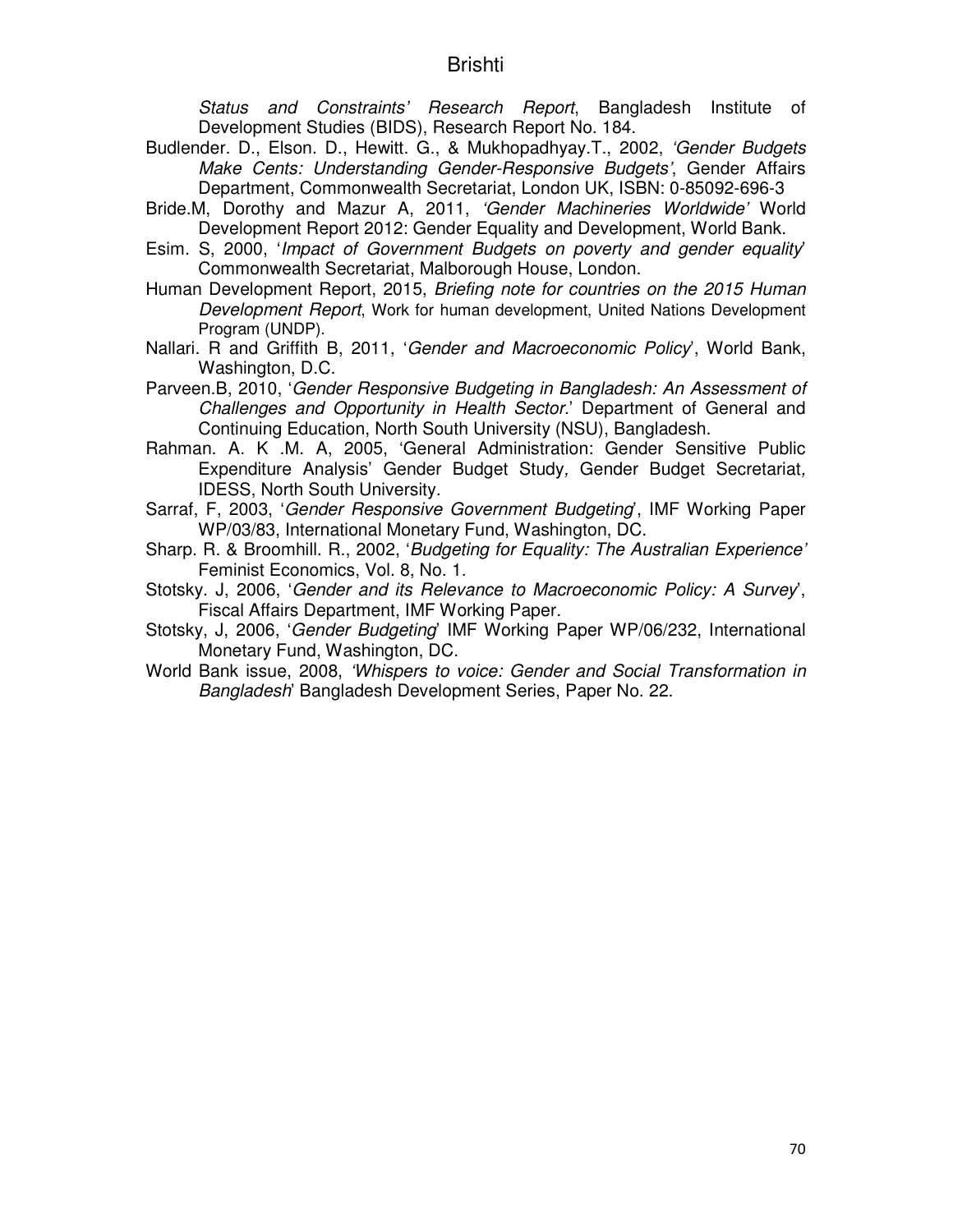*Status and Constraints' Research Report*, Bangladesh Institute of Development Studies (BIDS), Research Report No. 184.

Budlender. D., Elson. D., Hewitt. G., & Mukhopadhyay.T., 2002, *'Gender Budgets Make Cents: Understanding Gender-Responsive Budgets'*, Gender Affairs Department, Commonwealth Secretariat, London UK, ISBN: 0-85092-696-3

Bride.M, Dorothy and Mazur A, 2011, *'Gender Machineries Worldwide'* World Development Report 2012: Gender Equality and Development, World Bank.

Esim. S, 2000, '*Impact of Government Budgets on poverty and gender equality*' Commonwealth Secretariat, Malborough House, London.

Human Development Report, 2015, *Briefing note for countries on the 2015 Human Development Report*, Work for human development, United Nations Development Program (UNDP).

Nallari. R and Griffith B, 2011, '*Gender and Macroeconomic Policy*', World Bank, Washington, D.C.

Parveen.B, 2010, '*Gender Responsive Budgeting in Bangladesh: An Assessment of Challenges and Opportunity in Health Sector*.' Department of General and Continuing Education, North South University (NSU), Bangladesh.

Rahman. A. K .M. A, 2005, 'General Administration: Gender Sensitive Public Expenditure Analysis' Gender Budget Study*,* Gender Budget Secretariat*,* IDESS, North South University.

Sarraf, F, 2003, '*Gender Responsive Government Budgeting*', IMF Working Paper WP/03/83, International Monetary Fund, Washington, DC.

Sharp. R. & Broomhill. R., 2002, '*Budgeting for Equality: The Australian Experience'* Feminist Economics, Vol. 8, No. 1.

Stotsky. J, 2006, '*Gender and its Relevance to Macroeconomic Policy: A Survey*', Fiscal Affairs Department, IMF Working Paper.

Stotsky, J, 2006, '*Gender Budgeting*' IMF Working Paper WP/06/232, International Monetary Fund, Washington, DC.

World Bank issue, 2008, *'Whispers to voice: Gender and Social Transformation in Bangladesh*' Bangladesh Development Series, Paper No. 22.